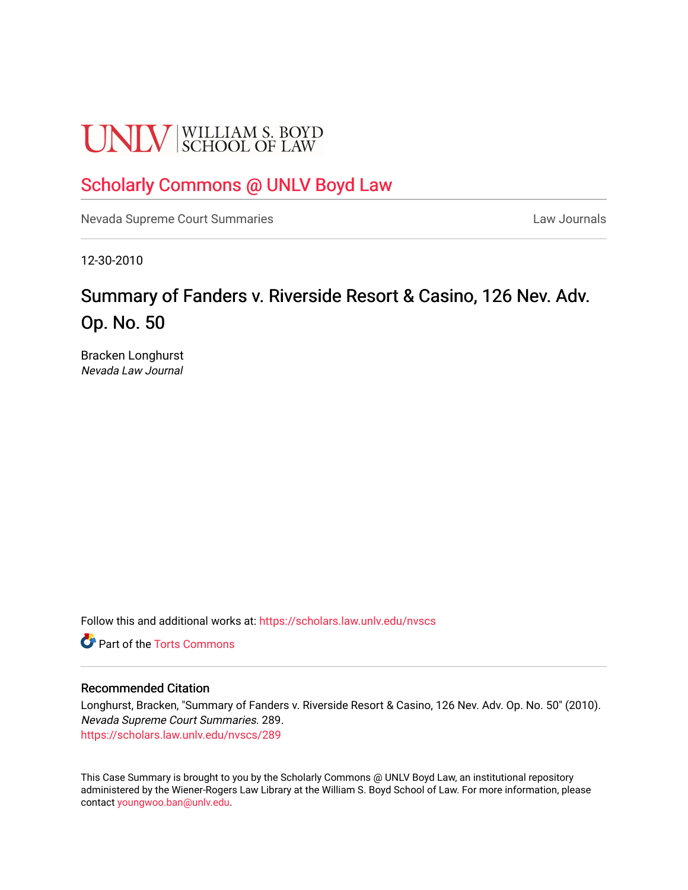UNLV | WILLIAM S. BOYD SCHOOL OF LAW

## Scholarly Commons @ UNLV Boyd Law

Nevada Supreme Court Summaries | Law Journals

12-30-2010

# Summary of Fanders v. Riverside Resort & Casino, 126 Nev. Adv. Op. No. 50

Bracken Longhurst
*Nevada Law Journal*

Follow this and additional works at: https://scholars.law.unlv.edu/nvscs

Part of the Torts Commons

### Recommended Citation

Longhurst, Bracken, "Summary of Fanders v. Riverside Resort & Casino, 126 Nev. Adv. Op. No. 50" (2010). *Nevada Supreme Court Summaries*. 289.
https://scholars.law.unlv.edu/nvscs/289

This Case Summary is brought to you by the Scholarly Commons @ UNLV Boyd Law, an institutional repository administered by the Wiener-Rogers Law Library at the William S. Boyd School of Law. For more information, please contact youngwoo.ban@unlv.edu.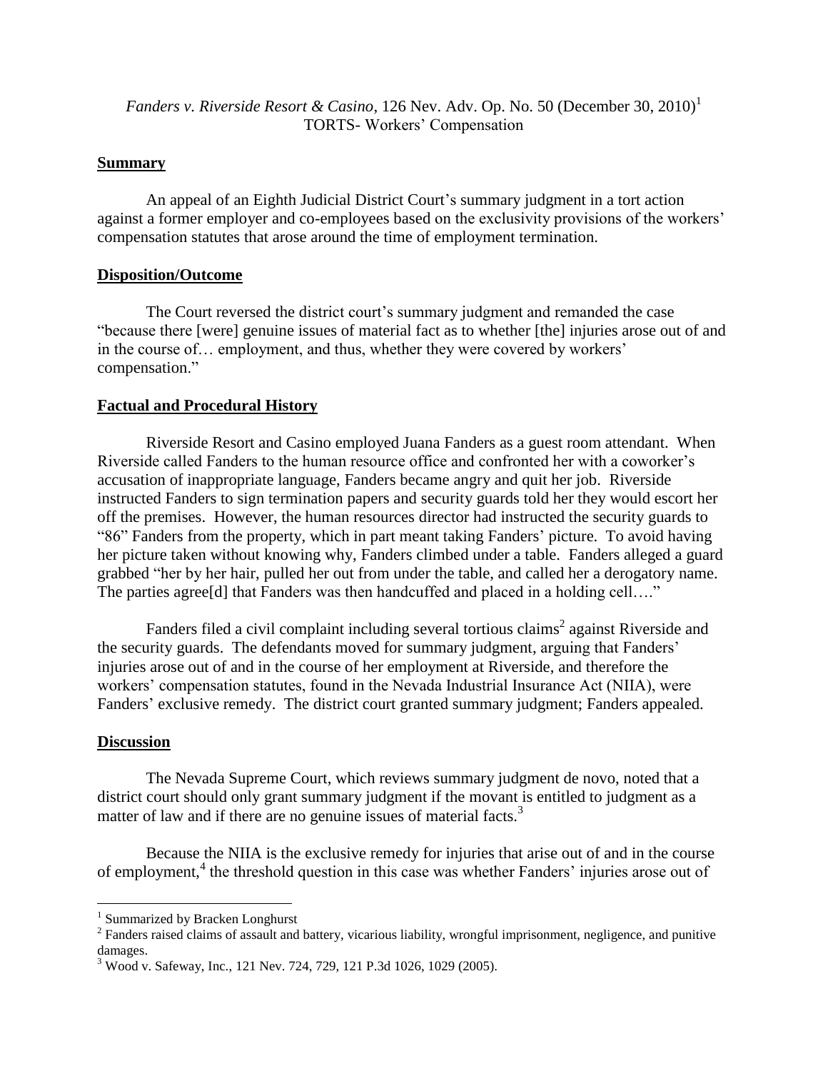*Fanders v. Riverside Resort & Casino*, 126 Nev. Adv. Op. No. 50 (December 30, 2010)[1]
TORTS- Workers' Compensation

## Summary

An appeal of an Eighth Judicial District Court's summary judgment in a tort action against a former employer and co-employees based on the exclusivity provisions of the workers' compensation statutes that arose around the time of employment termination.

## Disposition/Outcome

The Court reversed the district court's summary judgment and remanded the case "because there [were] genuine issues of material fact as to whether [the] injuries arose out of and in the course of… employment, and thus, whether they were covered by workers' compensation."

## Factual and Procedural History

Riverside Resort and Casino employed Juana Fanders as a guest room attendant. When Riverside called Fanders to the human resource office and confronted her with a coworker's accusation of inappropriate language, Fanders became angry and quit her job. Riverside instructed Fanders to sign termination papers and security guards told her they would escort her off the premises. However, the human resources director had instructed the security guards to "86" Fanders from the property, which in part meant taking Fanders' picture. To avoid having her picture taken without knowing why, Fanders climbed under a table. Fanders alleged a guard grabbed "her by her hair, pulled her out from under the table, and called her a derogatory name. The parties agree[d] that Fanders was then handcuffed and placed in a holding cell…."

Fanders filed a civil complaint including several tortious claims[2] against Riverside and the security guards. The defendants moved for summary judgment, arguing that Fanders' injuries arose out of and in the course of her employment at Riverside, and therefore the workers' compensation statutes, found in the Nevada Industrial Insurance Act (NIIA), were Fanders' exclusive remedy. The district court granted summary judgment; Fanders appealed.

## Discussion

The Nevada Supreme Court, which reviews summary judgment de novo, noted that a district court should only grant summary judgment if the movant is entitled to judgment as a matter of law and if there are no genuine issues of material facts.[3]

Because the NIIA is the exclusive remedy for injuries that arise out of and in the course of employment,[4] the threshold question in this case was whether Fanders' injuries arose out of

---

[1] Summarized by Bracken Longhurst

[2] Fanders raised claims of assault and battery, vicarious liability, wrongful imprisonment, negligence, and punitive damages.

[3] Wood v. Safeway, Inc., 121 Nev. 724, 729, 121 P.3d 1026, 1029 (2005).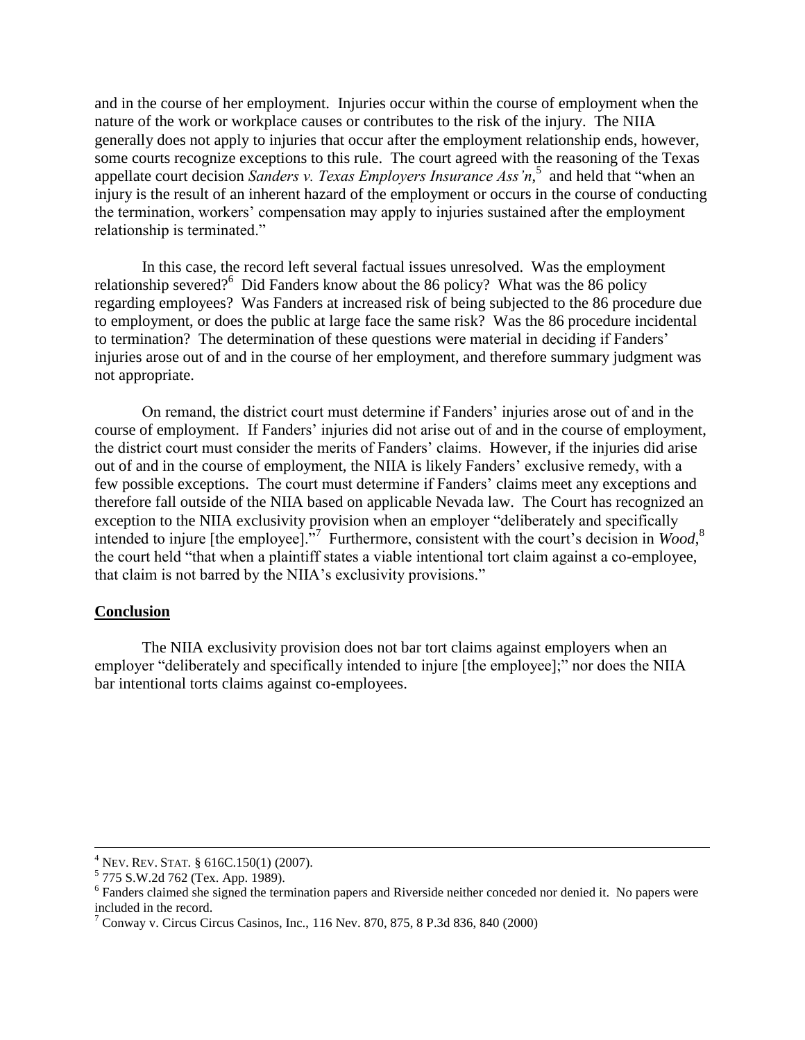and in the course of her employment. Injuries occur within the course of employment when the nature of the work or workplace causes or contributes to the risk of the injury. The NIIA generally does not apply to injuries that occur after the employment relationship ends, however, some courts recognize exceptions to this rule. The court agreed with the reasoning of the Texas appellate court decision *Sanders v. Texas Employers Insurance Ass'n*,[5] and held that "when an injury is the result of an inherent hazard of the employment or occurs in the course of conducting the termination, workers' compensation may apply to injuries sustained after the employment relationship is terminated."

In this case, the record left several factual issues unresolved. Was the employment relationship severed?[6] Did Fanders know about the 86 policy? What was the 86 policy regarding employees? Was Fanders at increased risk of being subjected to the 86 procedure due to employment, or does the public at large face the same risk? Was the 86 procedure incidental to termination? The determination of these questions were material in deciding if Fanders' injuries arose out of and in the course of her employment, and therefore summary judgment was not appropriate.

On remand, the district court must determine if Fanders' injuries arose out of and in the course of employment. If Fanders' injuries did not arise out of and in the course of employment, the district court must consider the merits of Fanders' claims. However, if the injuries did arise out of and in the course of employment, the NIIA is likely Fanders' exclusive remedy, with a few possible exceptions. The court must determine if Fanders' claims meet any exceptions and therefore fall outside of the NIIA based on applicable Nevada law. The Court has recognized an exception to the NIIA exclusivity provision when an employer "deliberately and specifically intended to injure [the employee]."[7] Furthermore, consistent with the court's decision in *Wood*,[8] the court held "that when a plaintiff states a viable intentional tort claim against a co-employee, that claim is not barred by the NIIA's exclusivity provisions."

## **Conclusion**

The NIIA exclusivity provision does not bar tort claims against employers when an employer "deliberately and specifically intended to injure [the employee];" nor does the NIIA bar intentional torts claims against co-employees.

---

[4] NEV. REV. STAT. § 616C.150(1) (2007).

[5] 775 S.W.2d 762 (Tex. App. 1989).

[6] Fanders claimed she signed the termination papers and Riverside neither conceded nor denied it. No papers were included in the record.

[7] Conway v. Circus Circus Casinos, Inc., 116 Nev. 870, 875, 8 P.3d 836, 840 (2000)